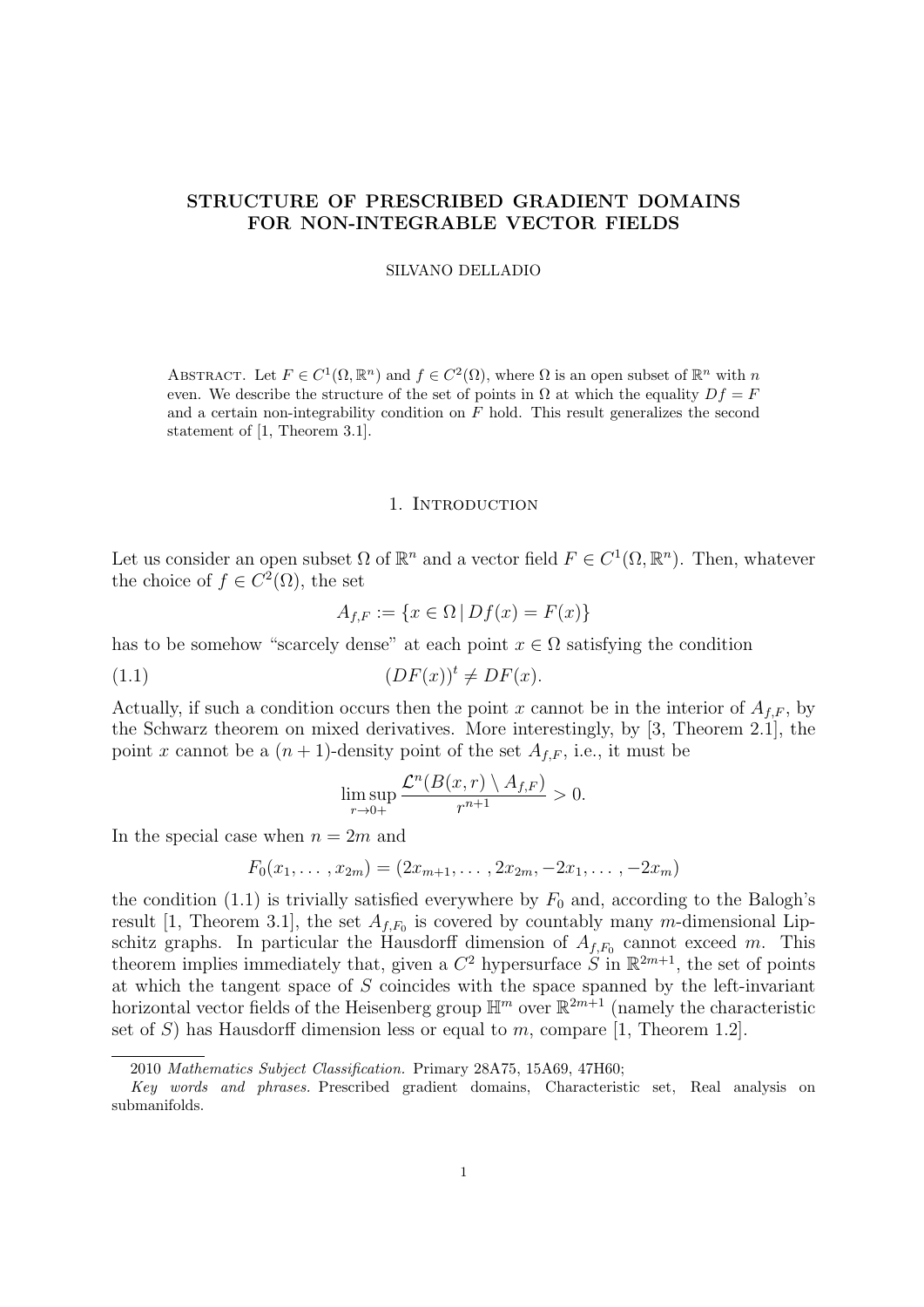# STRUCTURE OF PRESCRIBED GRADIENT DOMAINS FOR NON-INTEGRABLE VECTOR FIELDS

SILVANO DELLADIO

Abstract. Let $F \in C^1(\Omega, \mathbb{R}^n)$ and $f \in C^2(\Omega)$, where $\Omega$ is an open subset of $\mathbb{R}^n$ with $n$ even. We describe the structure of the set of points in $\Omega$ at which the equality $Df = F$ and a certain non-integrability condition on $F$ hold. This result generalizes the second statement of [1, Theorem 3.1].

## 1. Introduction

Let us consider an open subset $\Omega$ of $\mathbb{R}^n$ and a vector field $F \in C^1(\Omega, \mathbb{R}^n)$. Then, whatever the choice of $f \in C^2(\Omega)$, the set

$$A_{f,F} := \{x \in \Omega \,|\, Df(x) = F(x)\}$$

has to be somehow "scarcely dense" at each point $x \in \Omega$ satisfying the condition

$$(DF(x))^t \neq DF(x). \tag{1.1}$$

Actually, if such a condition occurs then the point $x$ cannot be in the interior of $A_{f,F}$, by the Schwarz theorem on mixed derivatives. More interestingly, by [3, Theorem 2.1], the point $x$ cannot be a $(n+1)$-density point of the set $A_{f,F}$, i.e., it must be

$$\limsup_{r \to 0+} \frac{\mathcal{L}^n(B(x,r) \setminus A_{f,F})}{r^{n+1}} > 0.$$

In the special case when $n = 2m$ and

$$F_0(x_1, \dots, x_{2m}) = (2x_{m+1}, \dots, 2x_{2m}, -2x_1, \dots, -2x_m)$$

the condition (1.1) is trivially satisfied everywhere by $F_0$ and, according to the Balogh's result [1, Theorem 3.1], the set $A_{f,F_0}$ is covered by countably many $m$-dimensional Lipschitz graphs. In particular the Hausdorff dimension of $A_{f,F_0}$ cannot exceed $m$. This theorem implies immediately that, given a $C^2$ hypersurface $S$ in $\mathbb{R}^{2m+1}$, the set of points at which the tangent space of $S$ coincides with the space spanned by the left-invariant horizontal vector fields of the Heisenberg group $\mathbb{H}^m$ over $\mathbb{R}^{2m+1}$ (namely the characteristic set of $S$) has Hausdorff dimension less or equal to $m$, compare [1, Theorem 1.2].

---

2010 *Mathematics Subject Classification.* Primary 28A75, 15A69, 47H60;

*Key words and phrases.* Prescribed gradient domains, Characteristic set, Real analysis on submanifolds.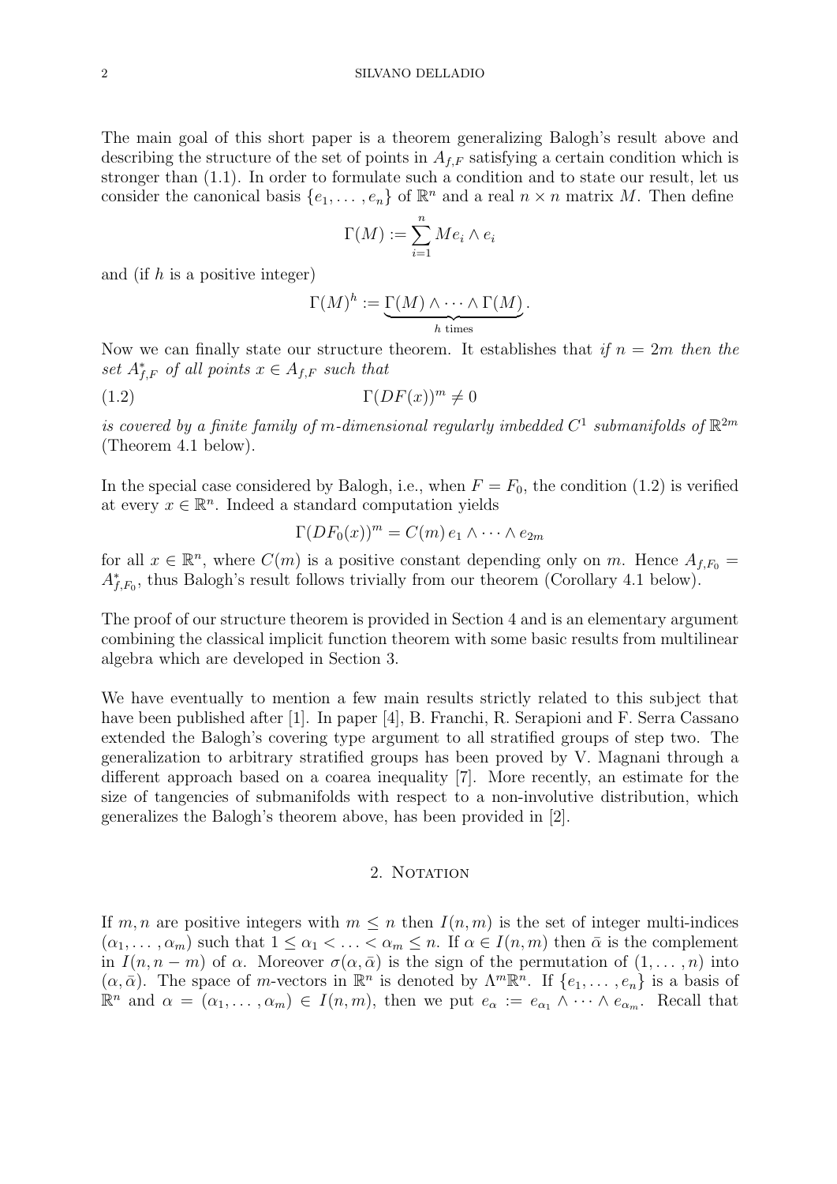The main goal of this short paper is a theorem generalizing Balogh's result above and describing the structure of the set of points in $A_{f,F}$ satisfying a certain condition which is stronger than (1.1). In order to formulate such a condition and to state our result, let us consider the canonical basis $\{e_1, \dots, e_n\}$ of $\mathbb{R}^n$ and a real $n \times n$ matrix $M$. Then define

$$\Gamma(M) := \sum_{i=1}^{n} Me_i \wedge e_i$$

and (if $h$ is a positive integer)

$$\Gamma(M)^h := \underbrace{\Gamma(M) \wedge \dots \wedge \Gamma(M)}_{h \text{ times}}.$$

Now we can finally state our structure theorem. It establishes that *if $n = 2m$ then the set $A^*_{f,F}$ of all points $x \in A_{f,F}$ such that*

$$\Gamma(DF(x))^m \neq 0 \tag{1.2}$$

*is covered by a finite family of $m$-dimensional regularly imbedded $C^1$ submanifolds of $\mathbb{R}^{2m}$* (Theorem 4.1 below).

In the special case considered by Balogh, i.e., when $F = F_0$, the condition (1.2) is verified at every $x \in \mathbb{R}^n$. Indeed a standard computation yields

$$\Gamma(DF_0(x))^m = C(m)\, e_1 \wedge \dots \wedge e_{2m}$$

for all $x \in \mathbb{R}^n$, where $C(m)$ is a positive constant depending only on $m$. Hence $A_{f,F_0} = A^*_{f,F_0}$, thus Balogh's result follows trivially from our theorem (Corollary 4.1 below).

The proof of our structure theorem is provided in Section 4 and is an elementary argument combining the classical implicit function theorem with some basic results from multilinear algebra which are developed in Section 3.

We have eventually to mention a few main results strictly related to this subject that have been published after [1]. In paper [4], B. Franchi, R. Serapioni and F. Serra Cassano extended the Balogh's covering type argument to all stratified groups of step two. The generalization to arbitrary stratified groups has been proved by V. Magnani through a different approach based on a coarea inequality [7]. More recently, an estimate for the size of tangencies of submanifolds with respect to a non-involutive distribution, which generalizes the Balogh's theorem above, has been provided in [2].

## 2. Notation

If $m, n$ are positive integers with $m \leq n$ then $I(n, m)$ is the set of integer multi-indices $(\alpha_1, \dots, \alpha_m)$ such that $1 \leq \alpha_1 < \dots < \alpha_m \leq n$. If $\alpha \in I(n, m)$ then $\bar{\alpha}$ is the complement in $I(n, n-m)$ of $\alpha$. Moreover $\sigma(\alpha, \bar{\alpha})$ is the sign of the permutation of $(1, \dots, n)$ into $(\alpha, \bar{\alpha})$. The space of $m$-vectors in $\mathbb{R}^n$ is denoted by $\Lambda^m \mathbb{R}^n$. If $\{e_1, \dots, e_n\}$ is a basis of $\mathbb{R}^n$ and $\alpha = (\alpha_1, \dots, \alpha_m) \in I(n, m)$, then we put $e_\alpha := e_{\alpha_1} \wedge \dots \wedge e_{\alpha_m}$. Recall that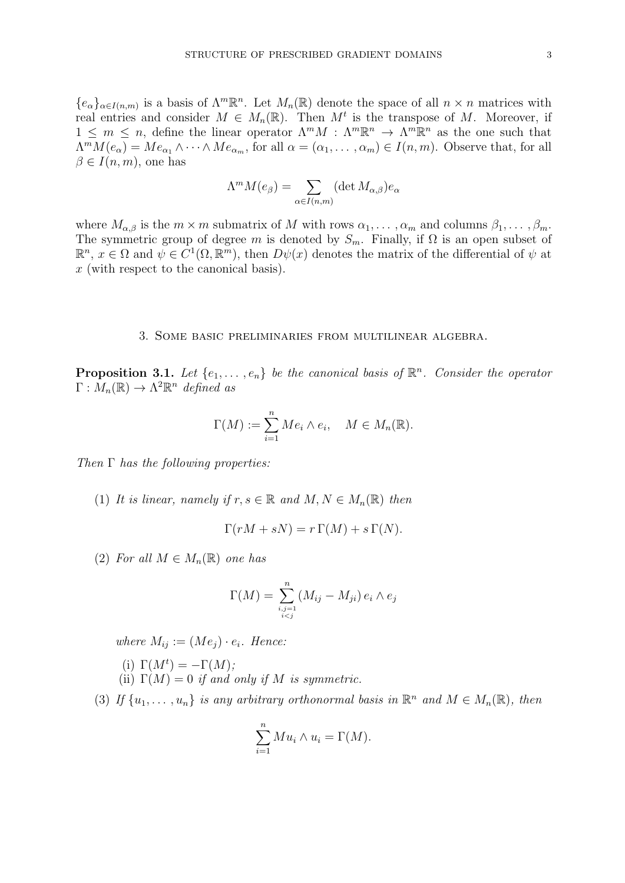$\{e_\alpha\}_{\alpha \in I(n,m)}$ is a basis of $\Lambda^m \mathbb{R}^n$. Let $M_n(\mathbb{R})$ denote the space of all $n \times n$ matrices with real entries and consider $M \in M_n(\mathbb{R})$. Then $M^t$ is the transpose of $M$. Moreover, if $1 \le m \le n$, define the linear operator $\Lambda^m M : \Lambda^m \mathbb{R}^n \to \Lambda^m \mathbb{R}^n$ as the one such that $\Lambda^m M(e_\alpha) = Me_{\alpha_1} \wedge \cdots \wedge Me_{\alpha_m}$, for all $\alpha = (\alpha_1, \ldots, \alpha_m) \in I(n,m)$. Observe that, for all $\beta \in I(n,m)$, one has

$$\Lambda^m M(e_\beta) = \sum_{\alpha \in I(n,m)} (\det M_{\alpha,\beta}) e_\alpha$$

where $M_{\alpha,\beta}$ is the $m \times m$ submatrix of $M$ with rows $\alpha_1, \ldots, \alpha_m$ and columns $\beta_1, \ldots, \beta_m$. The symmetric group of degree $m$ is denoted by $S_m$. Finally, if $\Omega$ is an open subset of $\mathbb{R}^n$, $x \in \Omega$ and $\psi \in C^1(\Omega, \mathbb{R}^m)$, then $D\psi(x)$ denotes the matrix of the differential of $\psi$ at $x$ (with respect to the canonical basis).

## 3. Some basic preliminaries from multilinear algebra.

**Proposition 3.1.** *Let $\{e_1, \ldots, e_n\}$ be the canonical basis of $\mathbb{R}^n$. Consider the operator $\Gamma : M_n(\mathbb{R}) \to \Lambda^2 \mathbb{R}^n$ defined as*

$$\Gamma(M) := \sum_{i=1}^n Me_i \wedge e_i, \quad M \in M_n(\mathbb{R}).$$

*Then $\Gamma$ has the following properties:*

(1) *It is linear, namely if $r, s \in \mathbb{R}$ and $M, N \in M_n(\mathbb{R})$ then*

$$\Gamma(rM + sN) = r\,\Gamma(M) + s\,\Gamma(N).$$

(2) *For all $M \in M_n(\mathbb{R})$ one has*

$$\Gamma(M) = \sum_{\substack{i,j=1 \\ i<j}}^n (M_{ij} - M_{ji})\, e_i \wedge e_j$$

*where $M_{ij} := (Me_j) \cdot e_i$. Hence:*

- (i) *$\Gamma(M^t) = -\Gamma(M)$;*
- (ii) *$\Gamma(M) = 0$ if and only if $M$ is symmetric.*

(3) *If $\{u_1, \ldots, u_n\}$ is any arbitrary orthonormal basis in $\mathbb{R}^n$ and $M \in M_n(\mathbb{R})$, then*

$$\sum_{i=1}^n Mu_i \wedge u_i = \Gamma(M).$$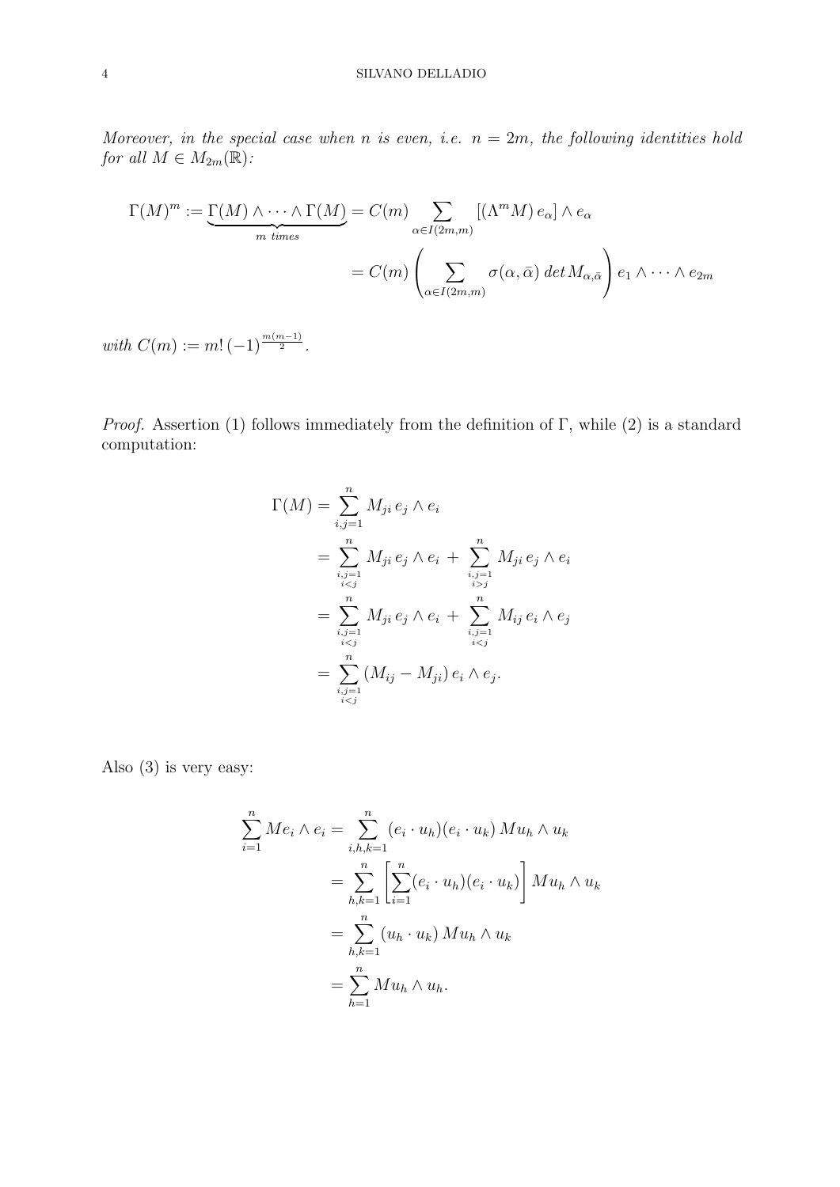*Moreover, in the special case when $n$ is even, i.e. $n = 2m$, the following identities hold for all $M \in M_{2m}(\mathbb{R})$:*

$$\Gamma(M)^m := \underbrace{\Gamma(M) \wedge \cdots \wedge \Gamma(M)}_{m \text{ times}} = C(m) \sum_{\alpha \in I(2m,m)} [(\Lambda^m M)\, e_\alpha] \wedge e_\alpha$$
$$= C(m) \left( \sum_{\alpha \in I(2m,m)} \sigma(\alpha, \bar{\alpha})\, det\, M_{\alpha,\bar{\alpha}} \right) e_1 \wedge \cdots \wedge e_{2m}$$

*with* $C(m) := m!\,(-1)^{\frac{m(m-1)}{2}}$.

*Proof.* Assertion (1) follows immediately from the definition of $\Gamma$, while (2) is a standard computation:

$$\begin{aligned}
\Gamma(M) &= \sum_{i,j=1}^{n} M_{ji}\, e_j \wedge e_i \\
&= \sum_{\substack{i,j=1 \\ i<j}}^{n} M_{ji}\, e_j \wedge e_i \;+\; \sum_{\substack{i,j=1 \\ i>j}}^{n} M_{ji}\, e_j \wedge e_i \\
&= \sum_{\substack{i,j=1 \\ i<j}}^{n} M_{ji}\, e_j \wedge e_i \;+\; \sum_{\substack{i,j=1 \\ i<j}}^{n} M_{ij}\, e_i \wedge e_j \\
&= \sum_{\substack{i,j=1 \\ i<j}}^{n} (M_{ij} - M_{ji})\, e_i \wedge e_j.
\end{aligned}$$

Also (3) is very easy:

$$\begin{aligned}
\sum_{i=1}^{n} M e_i \wedge e_i &= \sum_{i,h,k=1}^{n} (e_i \cdot u_h)(e_i \cdot u_k)\, M u_h \wedge u_k \\
&= \sum_{h,k=1}^{n} \left[ \sum_{i=1}^{n} (e_i \cdot u_h)(e_i \cdot u_k) \right] M u_h \wedge u_k \\
&= \sum_{h,k=1}^{n} (u_h \cdot u_k)\, M u_h \wedge u_k \\
&= \sum_{h=1}^{n} M u_h \wedge u_h.
\end{aligned}$$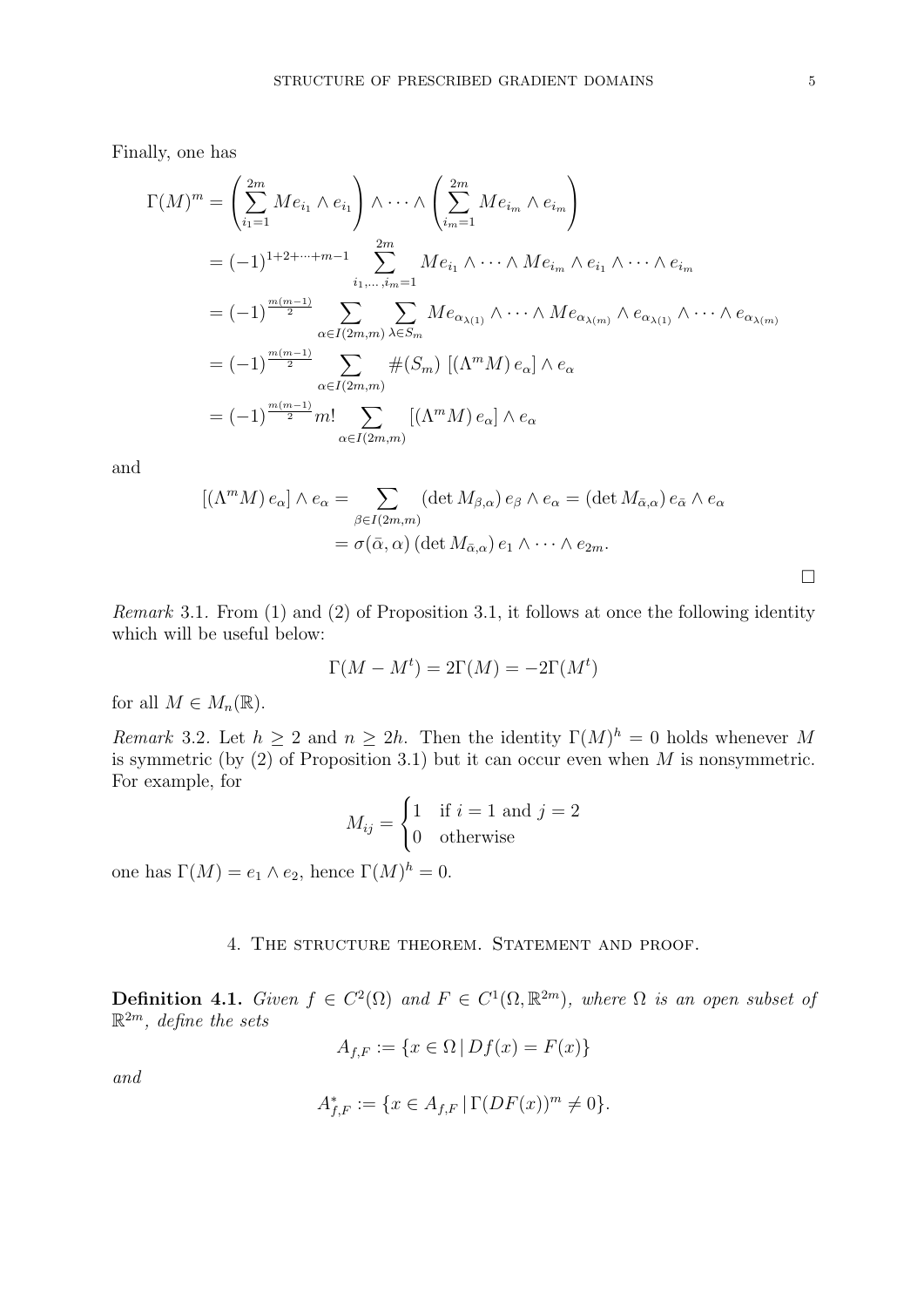Finally, one has

$$
\begin{aligned}
\Gamma(M)^m &= \left(\sum_{i_1=1}^{2m} Me_{i_1} \wedge e_{i_1}\right) \wedge \cdots \wedge \left(\sum_{i_m=1}^{2m} Me_{i_m} \wedge e_{i_m}\right) \\
&= (-1)^{1+2+\cdots+m-1} \sum_{i_1,\dots,i_m=1}^{2m} Me_{i_1} \wedge \cdots \wedge Me_{i_m} \wedge e_{i_1} \wedge \cdots \wedge e_{i_m} \\
&= (-1)^{\frac{m(m-1)}{2}} \sum_{\alpha \in I(2m,m)} \sum_{\lambda \in S_m} Me_{\alpha_{\lambda(1)}} \wedge \cdots \wedge Me_{\alpha_{\lambda(m)}} \wedge e_{\alpha_{\lambda(1)}} \wedge \cdots \wedge e_{\alpha_{\lambda(m)}} \\
&= (-1)^{\frac{m(m-1)}{2}} \sum_{\alpha \in I(2m,m)} \#(S_m)\ \left[(\Lambda^m M)\, e_\alpha\right] \wedge e_\alpha \\
&= (-1)^{\frac{m(m-1)}{2}} m! \sum_{\alpha \in I(2m,m)} \left[(\Lambda^m M)\, e_\alpha\right] \wedge e_\alpha
\end{aligned}
$$

and

$$
\begin{aligned}
\left[(\Lambda^m M)\, e_\alpha\right] \wedge e_\alpha &= \sum_{\beta \in I(2m,m)} (\det M_{\beta,\alpha})\, e_\beta \wedge e_\alpha = (\det M_{\bar{\alpha},\alpha})\, e_{\bar{\alpha}} \wedge e_\alpha \\
&= \sigma(\bar{\alpha}, \alpha)\, (\det M_{\bar{\alpha},\alpha})\, e_1 \wedge \cdots \wedge e_{2m}.
\end{aligned}
$$

□

*Remark* 3.1. From (1) and (2) of Proposition 3.1, it follows at once the following identity which will be useful below:

$$
\Gamma(M - M^t) = 2\Gamma(M) = -2\Gamma(M^t)
$$

for all $M \in M_n(\mathbb{R})$.

*Remark* 3.2. Let $h \geq 2$ and $n \geq 2h$. Then the identity $\Gamma(M)^h = 0$ holds whenever $M$ is symmetric (by (2) of Proposition 3.1) but it can occur even when $M$ is nonsymmetric. For example, for

$$
M_{ij} = \begin{cases} 1 & \text{if } i = 1 \text{ and } j = 2 \\ 0 & \text{otherwise} \end{cases}
$$

one has $\Gamma(M) = e_1 \wedge e_2$, hence $\Gamma(M)^h = 0$.

## 4. The structure theorem. Statement and proof.

**Definition 4.1.** *Given $f \in C^2(\Omega)$ and $F \in C^1(\Omega, \mathbb{R}^{2m})$, where $\Omega$ is an open subset of $\mathbb{R}^{2m}$, define the sets*

$$
A_{f,F} := \{x \in \Omega \,|\, Df(x) = F(x)\}
$$

*and*

$$
A^*_{f,F} := \{x \in A_{f,F} \,|\, \Gamma(DF(x))^m \neq 0\}.
$$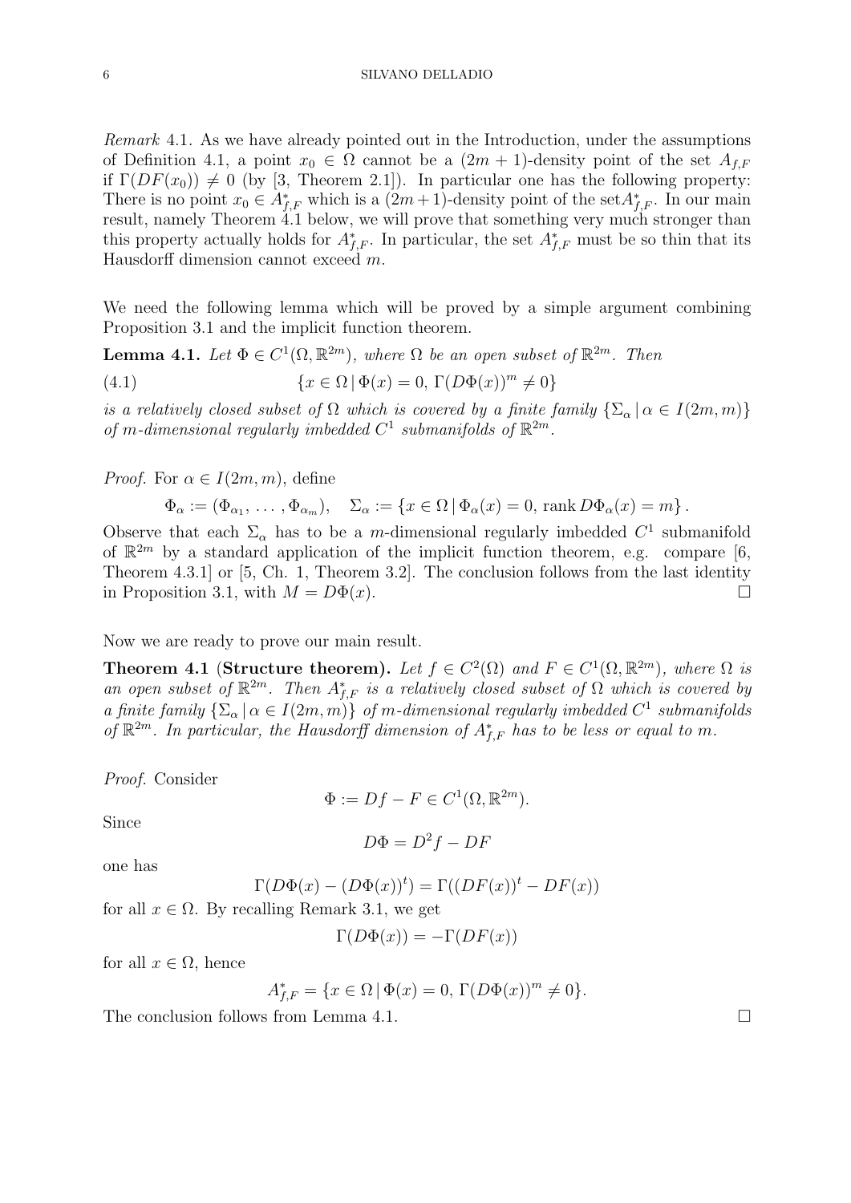*Remark* 4.1. As we have already pointed out in the Introduction, under the assumptions of Definition 4.1, a point $x_0 \in \Omega$ cannot be a $(2m+1)$-density point of the set $A_{f,F}$ if $\Gamma(DF(x_0)) \neq 0$ (by [3, Theorem 2.1]). In particular one has the following property: There is no point $x_0 \in A^*_{f,F}$ which is a $(2m+1)$-density point of the set$A^*_{f,F}$. In our main result, namely Theorem 4.1 below, we will prove that something very much stronger than this property actually holds for $A^*_{f,F}$. In particular, the set $A^*_{f,F}$ must be so thin that its Hausdorff dimension cannot exceed $m$.

We need the following lemma which will be proved by a simple argument combining Proposition 3.1 and the implicit function theorem.

**Lemma 4.1.** *Let $\Phi \in C^1(\Omega, \mathbb{R}^{2m})$, where $\Omega$ be an open subset of $\mathbb{R}^{2m}$. Then*

$$\{x \in \Omega \mid \Phi(x) = 0,\ \Gamma(D\Phi(x))^m \neq 0\} \tag{4.1}$$

*is a relatively closed subset of $\Omega$ which is covered by a finite family $\{\Sigma_\alpha \mid \alpha \in I(2m, m)\}$ of $m$-dimensional regularly imbedded $C^1$ submanifolds of $\mathbb{R}^{2m}$.*

*Proof.* For $\alpha \in I(2m, m)$, define

$$\Phi_\alpha := (\Phi_{\alpha_1}, \ldots, \Phi_{\alpha_m}), \quad \Sigma_\alpha := \{x \in \Omega \mid \Phi_\alpha(x) = 0,\ \operatorname{rank} D\Phi_\alpha(x) = m\}.$$

Observe that each $\Sigma_\alpha$ has to be a $m$-dimensional regularly imbedded $C^1$ submanifold of $\mathbb{R}^{2m}$ by a standard application of the implicit function theorem, e.g. compare [6, Theorem 4.3.1] or [5, Ch. 1, Theorem 3.2]. The conclusion follows from the last identity in Proposition 3.1, with $M = D\Phi(x)$. $\square$

Now we are ready to prove our main result.

**Theorem 4.1** (**Structure theorem).** *Let $f \in C^2(\Omega)$ and $F \in C^1(\Omega, \mathbb{R}^{2m})$, where $\Omega$ is an open subset of $\mathbb{R}^{2m}$. Then $A^*_{f,F}$ is a relatively closed subset of $\Omega$ which is covered by a finite family $\{\Sigma_\alpha \mid \alpha \in I(2m, m)\}$ of $m$-dimensional regularly imbedded $C^1$ submanifolds of $\mathbb{R}^{2m}$. In particular, the Hausdorff dimension of $A^*_{f,F}$ has to be less or equal to $m$.*

*Proof.* Consider

$$\Phi := Df - F \in C^1(\Omega, \mathbb{R}^{2m}).$$

Since

$$D\Phi = D^2 f - DF$$

one has

$$\Gamma(D\Phi(x) - (D\Phi(x))^t) = \Gamma((DF(x))^t - DF(x))$$

for all $x \in \Omega$. By recalling Remark 3.1, we get

$$\Gamma(D\Phi(x)) = -\Gamma(DF(x))$$

for all $x \in \Omega$, hence

$$A^*_{f,F} = \{x \in \Omega \mid \Phi(x) = 0,\ \Gamma(D\Phi(x))^m \neq 0\}.$$

The conclusion follows from Lemma 4.1. $\square$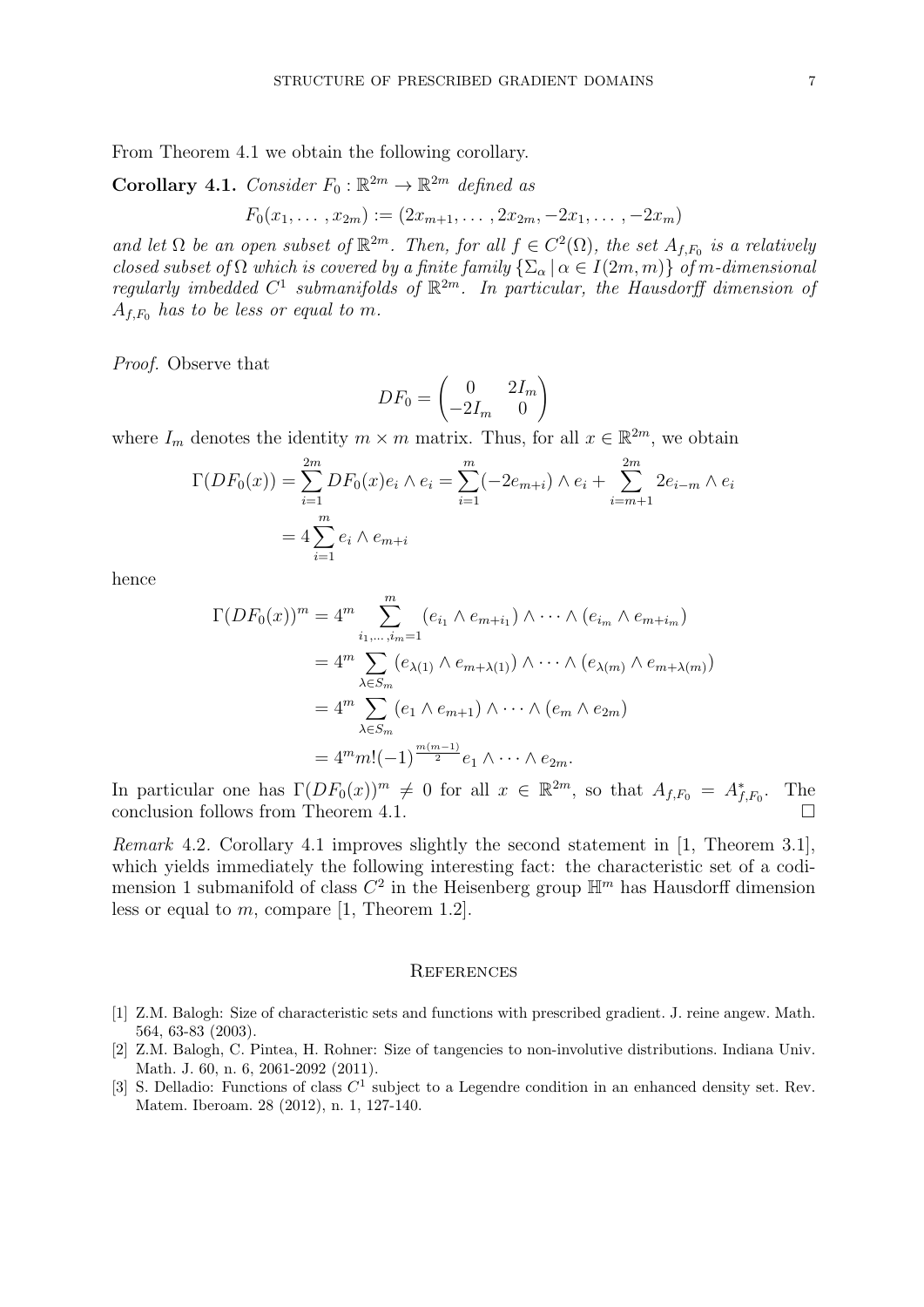From Theorem 4.1 we obtain the following corollary.

**Corollary 4.1.** *Consider $F_0 : \mathbb{R}^{2m} \to \mathbb{R}^{2m}$ defined as*

$$F_0(x_1, \dots, x_{2m}) := (2x_{m+1}, \dots, 2x_{2m}, -2x_1, \dots, -2x_m)$$

*and let $\Omega$ be an open subset of $\mathbb{R}^{2m}$. Then, for all $f \in C^2(\Omega)$, the set $A_{f,F_0}$ is a relatively closed subset of $\Omega$ which is covered by a finite family $\{\Sigma_\alpha \mid \alpha \in I(2m,m)\}$ of $m$-dimensional regularly imbedded $C^1$ submanifolds of $\mathbb{R}^{2m}$. In particular, the Hausdorff dimension of $A_{f,F_0}$ has to be less or equal to $m$.*

*Proof.* Observe that

$$DF_0 = \begin{pmatrix} 0 & 2I_m \\ -2I_m & 0 \end{pmatrix}$$

where $I_m$ denotes the identity $m \times m$ matrix. Thus, for all $x \in \mathbb{R}^{2m}$, we obtain

$$\begin{aligned}\Gamma(DF_0(x)) &= \sum_{i=1}^{2m} DF_0(x)e_i \wedge e_i = \sum_{i=1}^{m} (-2e_{m+i}) \wedge e_i + \sum_{i=m+1}^{2m} 2e_{i-m} \wedge e_i \\ &= 4 \sum_{i=1}^{m} e_i \wedge e_{m+i}\end{aligned}$$

hence

$$\begin{aligned}\Gamma(DF_0(x))^m &= 4^m \sum_{i_1,\dots,i_m=1}^{m} (e_{i_1} \wedge e_{m+i_1}) \wedge \cdots \wedge (e_{i_m} \wedge e_{m+i_m}) \\ &= 4^m \sum_{\lambda \in S_m} (e_{\lambda(1)} \wedge e_{m+\lambda(1)}) \wedge \cdots \wedge (e_{\lambda(m)} \wedge e_{m+\lambda(m)}) \\ &= 4^m \sum_{\lambda \in S_m} (e_1 \wedge e_{m+1}) \wedge \cdots \wedge (e_m \wedge e_{2m}) \\ &= 4^m m! (-1)^{\frac{m(m-1)}{2}} e_1 \wedge \cdots \wedge e_{2m}.\end{aligned}$$

In particular one has $\Gamma(DF_0(x))^m \neq 0$ for all $x \in \mathbb{R}^{2m}$, so that $A_{f,F_0} = A^*_{f,F_0}$. The conclusion follows from Theorem 4.1. $\square$

*Remark* 4.2. Corollary 4.1 improves slightly the second statement in [1, Theorem 3.1], which yields immediately the following interesting fact: the characteristic set of a codimension 1 submanifold of class $C^2$ in the Heisenberg group $\mathbb{H}^m$ has Hausdorff dimension less or equal to $m$, compare [1, Theorem 1.2].

## References

[1] Z.M. Balogh: Size of characteristic sets and functions with prescribed gradient. J. reine angew. Math. 564, 63-83 (2003).

[2] Z.M. Balogh, C. Pintea, H. Rohner: Size of tangencies to non-involutive distributions. Indiana Univ. Math. J. 60, n. 6, 2061-2092 (2011).

[3] S. Delladio: Functions of class $C^1$ subject to a Legendre condition in an enhanced density set. Rev. Matem. Iberoam. 28 (2012), n. 1, 127-140.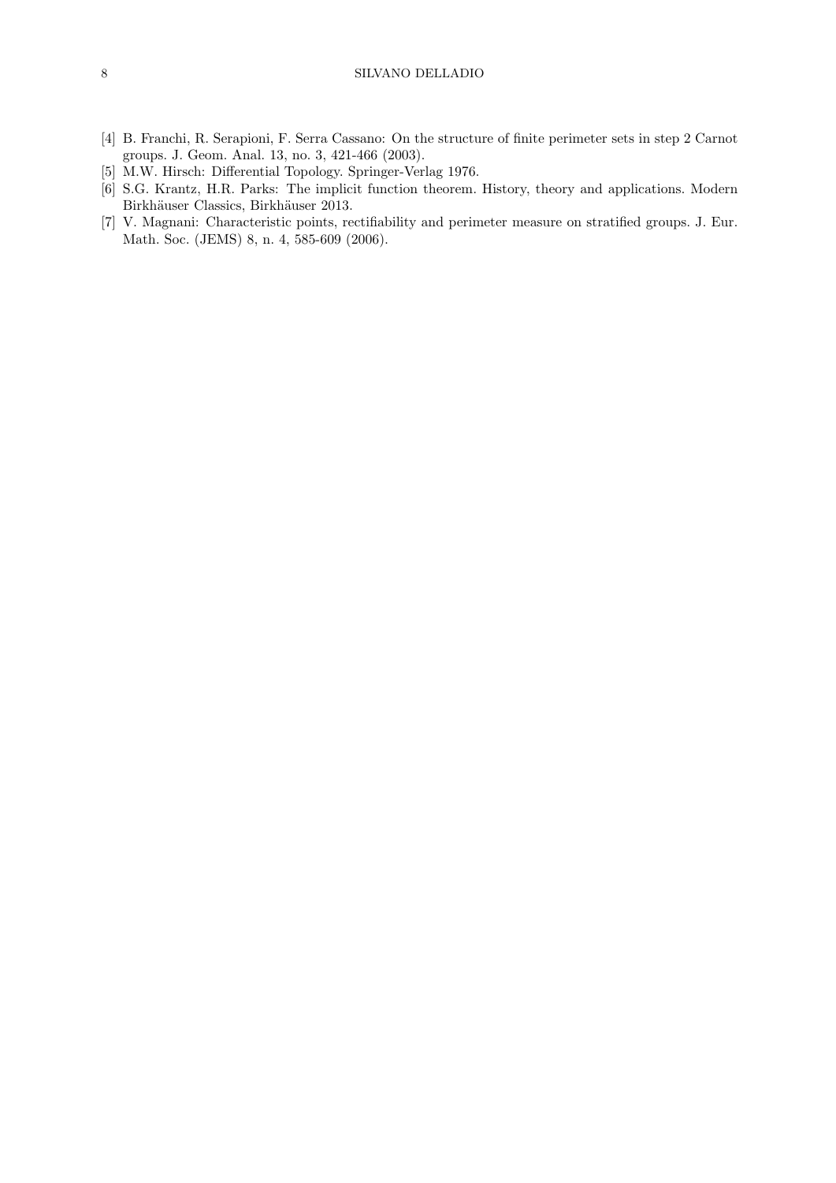[4] B. Franchi, R. Serapioni, F. Serra Cassano: On the structure of finite perimeter sets in step 2 Carnot groups. J. Geom. Anal. 13, no. 3, 421-466 (2003).

[5] M.W. Hirsch: Differential Topology. Springer-Verlag 1976.

[6] S.G. Krantz, H.R. Parks: The implicit function theorem. History, theory and applications. Modern Birkhäuser Classics, Birkhäuser 2013.

[7] V. Magnani: Characteristic points, rectifiability and perimeter measure on stratified groups. J. Eur. Math. Soc. (JEMS) 8, n. 4, 585-609 (2006).